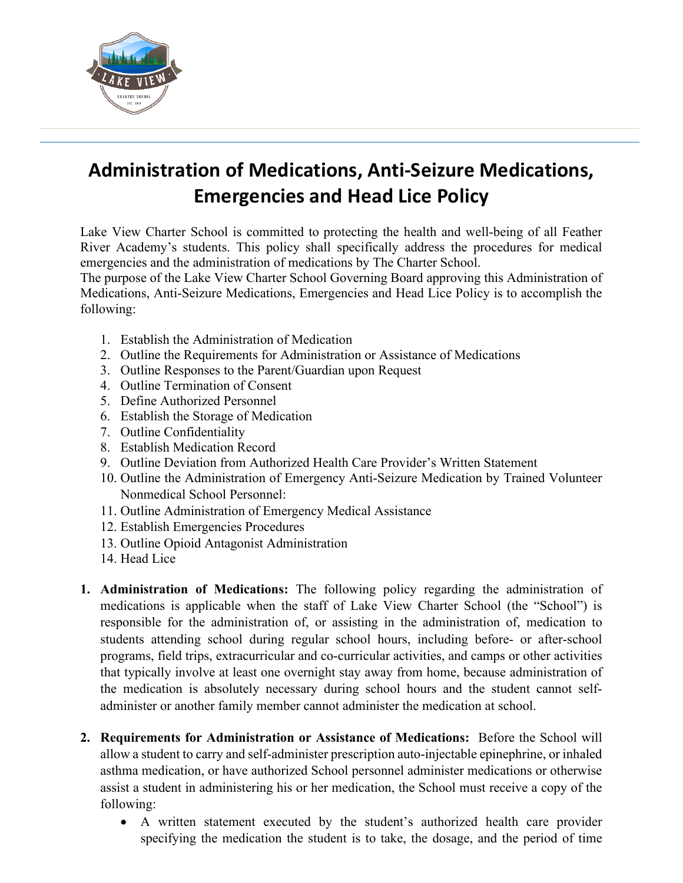# Administration of Medications, Anti-Seizure Medications, Emergencies and Head Lice Policy

Lake View Charter School is committed to protecting the health and well-being of all Feather River Academy's students. This policy shall specifically address the procedures for medical emergencies and the administration of medications by The Charter School.

The purpose of the Lake View Charter School Governing Board approving this Administration of Medications, Anti-Seizure Medications, Emergencies and Head Lice Policy is to accomplish the following:

1. Establish the Administration of Medication
2. Outline the Requirements for Administration or Assistance of Medications
3. Outline Responses to the Parent/Guardian upon Request
4. Outline Termination of Consent
5. Define Authorized Personnel
6. Establish the Storage of Medication
7. Outline Confidentiality
8. Establish Medication Record
9. Outline Deviation from Authorized Health Care Provider's Written Statement
10. Outline the Administration of Emergency Anti-Seizure Medication by Trained Volunteer Nonmedical School Personnel:
11. Outline Administration of Emergency Medical Assistance
12. Establish Emergencies Procedures
13. Outline Opioid Antagonist Administration
14. Head Lice

1. **Administration of Medications:** The following policy regarding the administration of medications is applicable when the staff of Lake View Charter School (the "School") is responsible for the administration of, or assisting in the administration of, medication to students attending school during regular school hours, including before- or after-school programs, field trips, extracurricular and co-curricular activities, and camps or other activities that typically involve at least one overnight stay away from home, because administration of the medication is absolutely necessary during school hours and the student cannot self-administer or another family member cannot administer the medication at school.

2. **Requirements for Administration or Assistance of Medications:** Before the School will allow a student to carry and self-administer prescription auto-injectable epinephrine, or inhaled asthma medication, or have authorized School personnel administer medications or otherwise assist a student in administering his or her medication, the School must receive a copy of the following:
   - A written statement executed by the student's authorized health care provider specifying the medication the student is to take, the dosage, and the period of time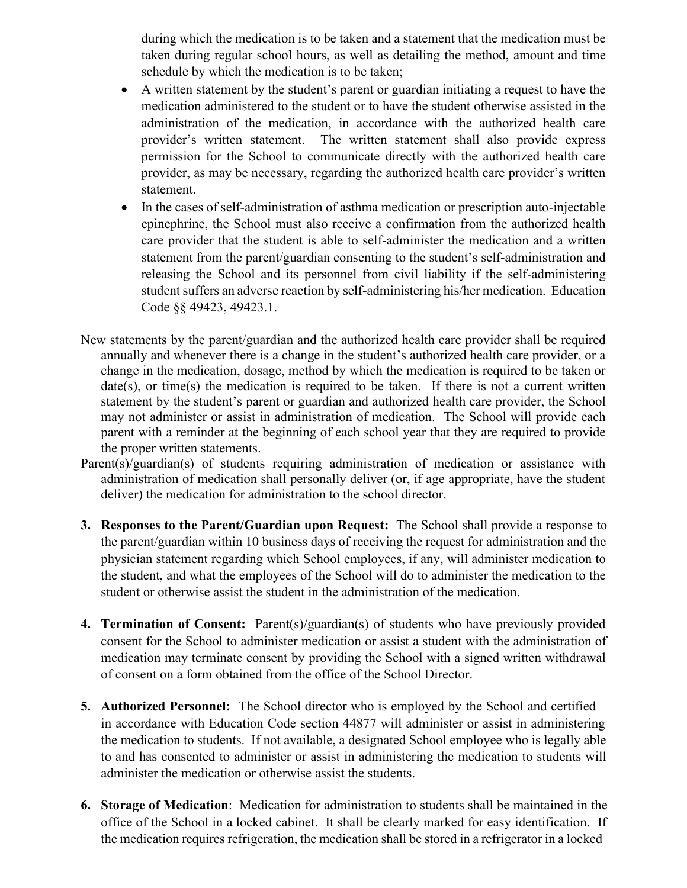during which the medication is to be taken and a statement that the medication must be taken during regular school hours, as well as detailing the method, amount and time schedule by which the medication is to be taken;

- A written statement by the student's parent or guardian initiating a request to have the medication administered to the student or to have the student otherwise assisted in the administration of the medication, in accordance with the authorized health care provider's written statement. The written statement shall also provide express permission for the School to communicate directly with the authorized health care provider, as may be necessary, regarding the authorized health care provider's written statement.
- In the cases of self-administration of asthma medication or prescription auto-injectable epinephrine, the School must also receive a confirmation from the authorized health care provider that the student is able to self-administer the medication and a written statement from the parent/guardian consenting to the student's self-administration and releasing the School and its personnel from civil liability if the self-administering student suffers an adverse reaction by self-administering his/her medication. Education Code §§ 49423, 49423.1.

New statements by the parent/guardian and the authorized health care provider shall be required annually and whenever there is a change in the student's authorized health care provider, or a change in the medication, dosage, method by which the medication is required to be taken or date(s), or time(s) the medication is required to be taken. If there is not a current written statement by the student's parent or guardian and authorized health care provider, the School may not administer or assist in administration of medication. The School will provide each parent with a reminder at the beginning of each school year that they are required to provide the proper written statements.

Parent(s)/guardian(s) of students requiring administration of medication or assistance with administration of medication shall personally deliver (or, if age appropriate, have the student deliver) the medication for administration to the school director.

3. **Responses to the Parent/Guardian upon Request:** The School shall provide a response to the parent/guardian within 10 business days of receiving the request for administration and the physician statement regarding which School employees, if any, will administer medication to the student, and what the employees of the School will do to administer the medication to the student or otherwise assist the student in the administration of the medication.

4. **Termination of Consent:** Parent(s)/guardian(s) of students who have previously provided consent for the School to administer medication or assist a student with the administration of medication may terminate consent by providing the School with a signed written withdrawal of consent on a form obtained from the office of the School Director.

5. **Authorized Personnel:** The School director who is employed by the School and certified in accordance with Education Code section 44877 will administer or assist in administering the medication to students. If not available, a designated School employee who is legally able to and has consented to administer or assist in administering the medication to students will administer the medication or otherwise assist the students.

6. **Storage of Medication**: Medication for administration to students shall be maintained in the office of the School in a locked cabinet. It shall be clearly marked for easy identification. If the medication requires refrigeration, the medication shall be stored in a refrigerator in a locked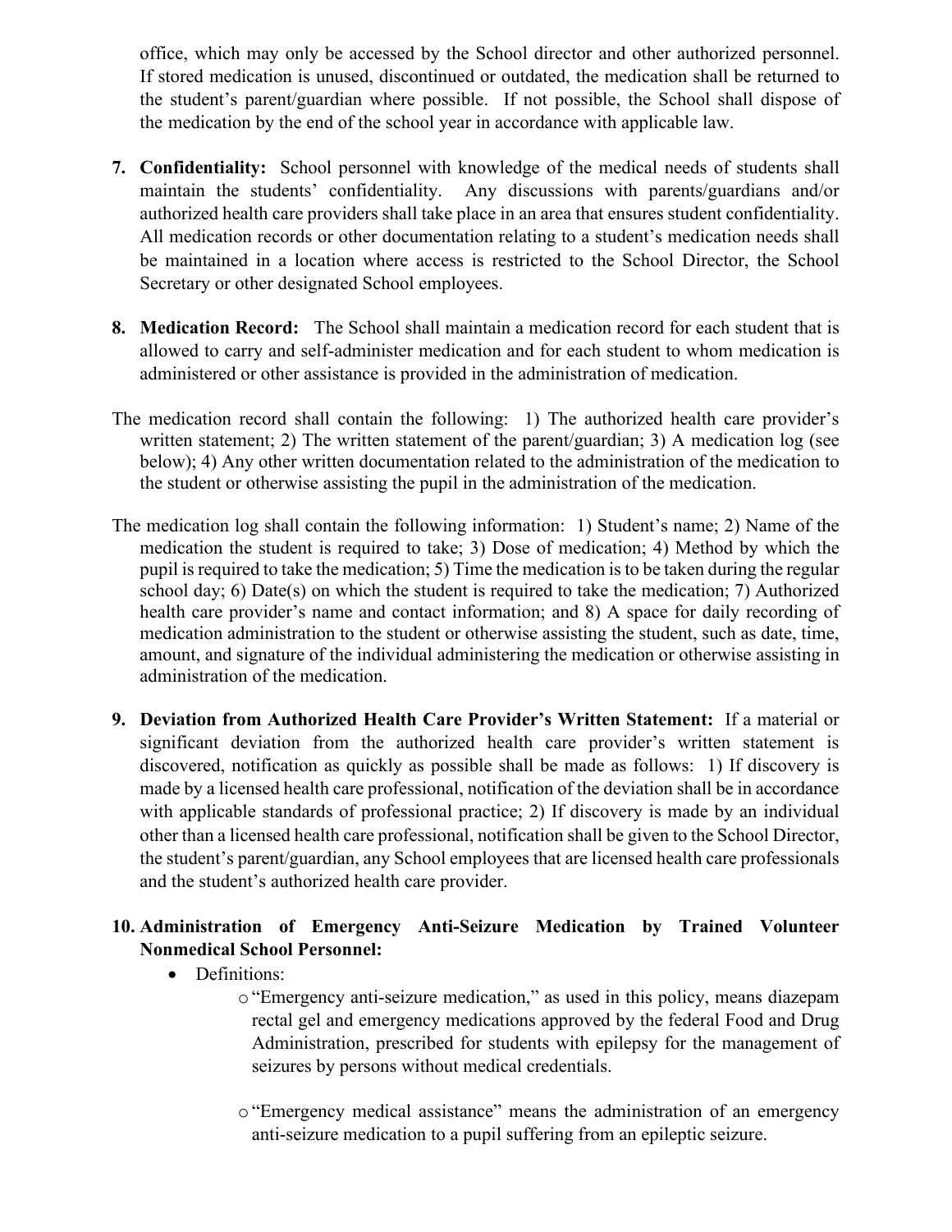office, which may only be accessed by the School director and other authorized personnel. If stored medication is unused, discontinued or outdated, the medication shall be returned to the student's parent/guardian where possible. If not possible, the School shall dispose of the medication by the end of the school year in accordance with applicable law.

7. **Confidentiality:** School personnel with knowledge of the medical needs of students shall maintain the students' confidentiality. Any discussions with parents/guardians and/or authorized health care providers shall take place in an area that ensures student confidentiality. All medication records or other documentation relating to a student's medication needs shall be maintained in a location where access is restricted to the School Director, the School Secretary or other designated School employees.

8. **Medication Record:** The School shall maintain a medication record for each student that is allowed to carry and self-administer medication and for each student to whom medication is administered or other assistance is provided in the administration of medication.

The medication record shall contain the following: 1) The authorized health care provider's written statement; 2) The written statement of the parent/guardian; 3) A medication log (see below); 4) Any other written documentation related to the administration of the medication to the student or otherwise assisting the pupil in the administration of the medication.

The medication log shall contain the following information: 1) Student's name; 2) Name of the medication the student is required to take; 3) Dose of medication; 4) Method by which the pupil is required to take the medication; 5) Time the medication is to be taken during the regular school day; 6) Date(s) on which the student is required to take the medication; 7) Authorized health care provider's name and contact information; and 8) A space for daily recording of medication administration to the student or otherwise assisting the student, such as date, time, amount, and signature of the individual administering the medication or otherwise assisting in administration of the medication.

9. **Deviation from Authorized Health Care Provider's Written Statement:** If a material or significant deviation from the authorized health care provider's written statement is discovered, notification as quickly as possible shall be made as follows: 1) If discovery is made by a licensed health care professional, notification of the deviation shall be in accordance with applicable standards of professional practice; 2) If discovery is made by an individual other than a licensed health care professional, notification shall be given to the School Director, the student's parent/guardian, any School employees that are licensed health care professionals and the student's authorized health care provider.

10. **Administration of Emergency Anti-Seizure Medication by Trained Volunteer Nonmedical School Personnel:**
    - Definitions:
        - "Emergency anti-seizure medication," as used in this policy, means diazepam rectal gel and emergency medications approved by the federal Food and Drug Administration, prescribed for students with epilepsy for the management of seizures by persons without medical credentials.
        - "Emergency medical assistance" means the administration of an emergency anti-seizure medication to a pupil suffering from an epileptic seizure.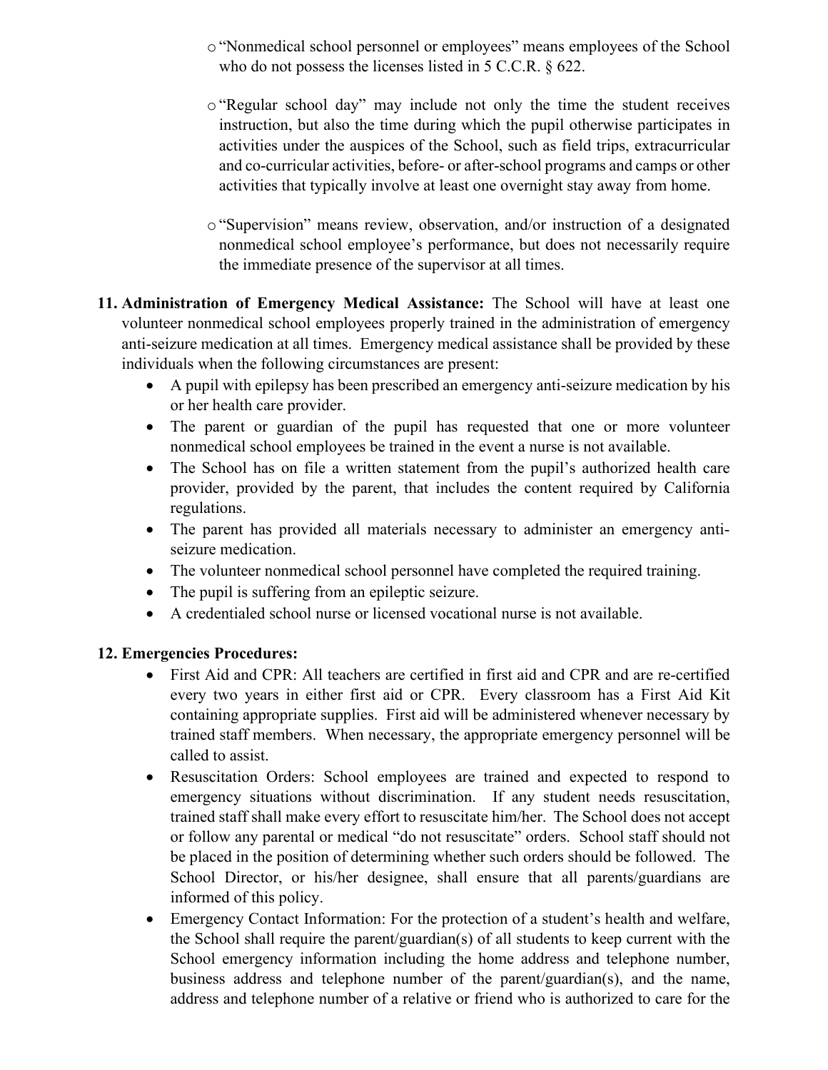- "Nonmedical school personnel or employees" means employees of the School who do not possess the licenses listed in 5 C.C.R. § 622.

- "Regular school day" may include not only the time the student receives instruction, but also the time during which the pupil otherwise participates in activities under the auspices of the School, such as field trips, extracurricular and co-curricular activities, before- or after-school programs and camps or other activities that typically involve at least one overnight stay away from home.

- "Supervision" means review, observation, and/or instruction of a designated nonmedical school employee's performance, but does not necessarily require the immediate presence of the supervisor at all times.

11. **Administration of Emergency Medical Assistance:** The School will have at least one volunteer nonmedical school employees properly trained in the administration of emergency anti-seizure medication at all times. Emergency medical assistance shall be provided by these individuals when the following circumstances are present:
    - A pupil with epilepsy has been prescribed an emergency anti-seizure medication by his or her health care provider.
    - The parent or guardian of the pupil has requested that one or more volunteer nonmedical school employees be trained in the event a nurse is not available.
    - The School has on file a written statement from the pupil's authorized health care provider, provided by the parent, that includes the content required by California regulations.
    - The parent has provided all materials necessary to administer an emergency anti-seizure medication.
    - The volunteer nonmedical school personnel have completed the required training.
    - The pupil is suffering from an epileptic seizure.
    - A credentialed school nurse or licensed vocational nurse is not available.

12. **Emergencies Procedures:**
    - First Aid and CPR: All teachers are certified in first aid and CPR and are re-certified every two years in either first aid or CPR. Every classroom has a First Aid Kit containing appropriate supplies. First aid will be administered whenever necessary by trained staff members. When necessary, the appropriate emergency personnel will be called to assist.
    - Resuscitation Orders: School employees are trained and expected to respond to emergency situations without discrimination. If any student needs resuscitation, trained staff shall make every effort to resuscitate him/her. The School does not accept or follow any parental or medical "do not resuscitate" orders. School staff should not be placed in the position of determining whether such orders should be followed. The School Director, or his/her designee, shall ensure that all parents/guardians are informed of this policy.
    - Emergency Contact Information: For the protection of a student's health and welfare, the School shall require the parent/guardian(s) of all students to keep current with the School emergency information including the home address and telephone number, business address and telephone number of the parent/guardian(s), and the name, address and telephone number of a relative or friend who is authorized to care for the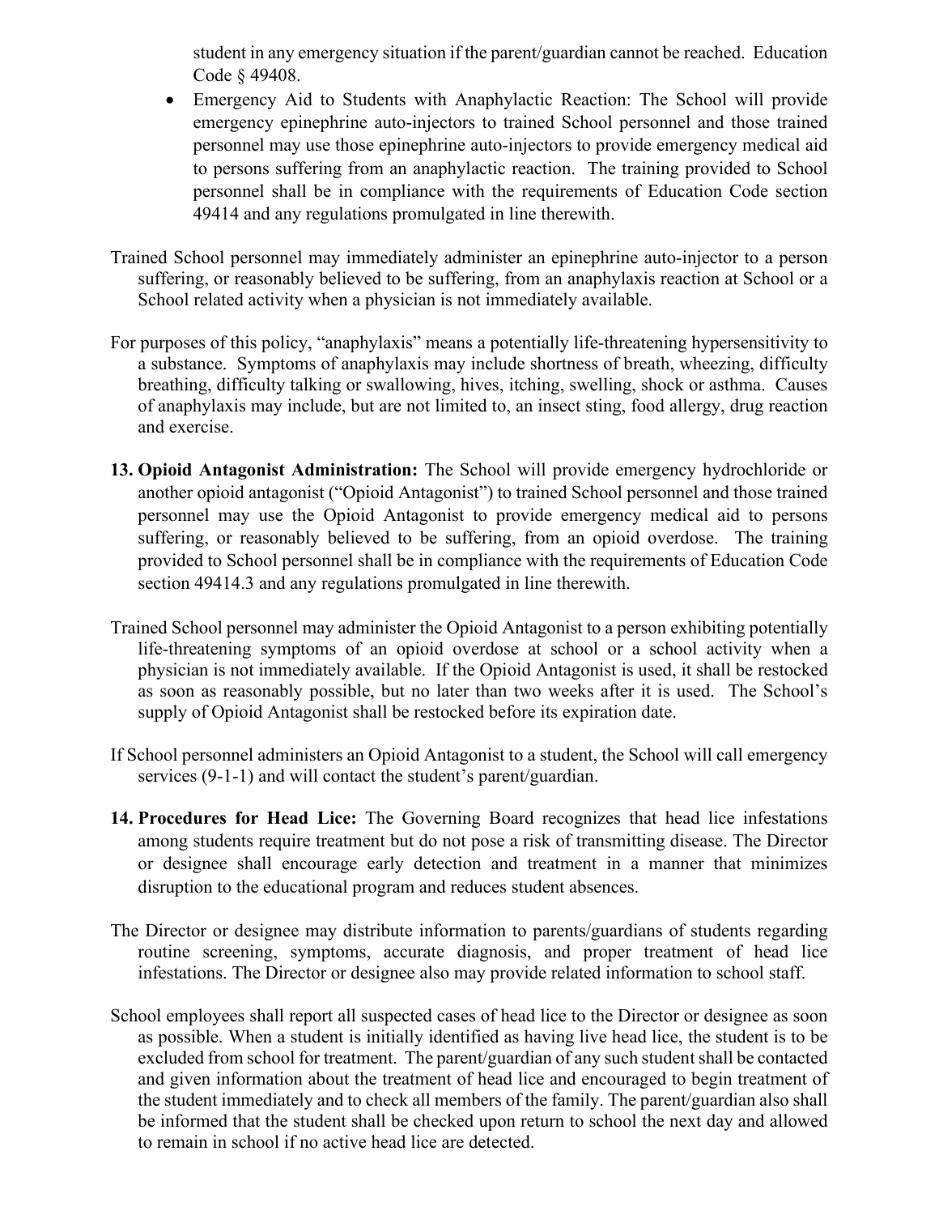student in any emergency situation if the parent/guardian cannot be reached. Education Code § 49408.

- Emergency Aid to Students with Anaphylactic Reaction: The School will provide emergency epinephrine auto-injectors to trained School personnel and those trained personnel may use those epinephrine auto-injectors to provide emergency medical aid to persons suffering from an anaphylactic reaction. The training provided to School personnel shall be in compliance with the requirements of Education Code section 49414 and any regulations promulgated in line therewith.

Trained School personnel may immediately administer an epinephrine auto-injector to a person suffering, or reasonably believed to be suffering, from an anaphylaxis reaction at School or a School related activity when a physician is not immediately available.

For purposes of this policy, "anaphylaxis" means a potentially life-threatening hypersensitivity to a substance. Symptoms of anaphylaxis may include shortness of breath, wheezing, difficulty breathing, difficulty talking or swallowing, hives, itching, swelling, shock or asthma. Causes of anaphylaxis may include, but are not limited to, an insect sting, food allergy, drug reaction and exercise.

13. **Opioid Antagonist Administration:** The School will provide emergency hydrochloride or another opioid antagonist ("Opioid Antagonist") to trained School personnel and those trained personnel may use the Opioid Antagonist to provide emergency medical aid to persons suffering, or reasonably believed to be suffering, from an opioid overdose. The training provided to School personnel shall be in compliance with the requirements of Education Code section 49414.3 and any regulations promulgated in line therewith.

Trained School personnel may administer the Opioid Antagonist to a person exhibiting potentially life-threatening symptoms of an opioid overdose at school or a school activity when a physician is not immediately available. If the Opioid Antagonist is used, it shall be restocked as soon as reasonably possible, but no later than two weeks after it is used. The School's supply of Opioid Antagonist shall be restocked before its expiration date.

If School personnel administers an Opioid Antagonist to a student, the School will call emergency services (9-1-1) and will contact the student's parent/guardian.

14. **Procedures for Head Lice:** The Governing Board recognizes that head lice infestations among students require treatment but do not pose a risk of transmitting disease. The Director or designee shall encourage early detection and treatment in a manner that minimizes disruption to the educational program and reduces student absences.

The Director or designee may distribute information to parents/guardians of students regarding routine screening, symptoms, accurate diagnosis, and proper treatment of head lice infestations. The Director or designee also may provide related information to school staff.

School employees shall report all suspected cases of head lice to the Director or designee as soon as possible. When a student is initially identified as having live head lice, the student is to be excluded from school for treatment. The parent/guardian of any such student shall be contacted and given information about the treatment of head lice and encouraged to begin treatment of the student immediately and to check all members of the family. The parent/guardian also shall be informed that the student shall be checked upon return to school the next day and allowed to remain in school if no active head lice are detected.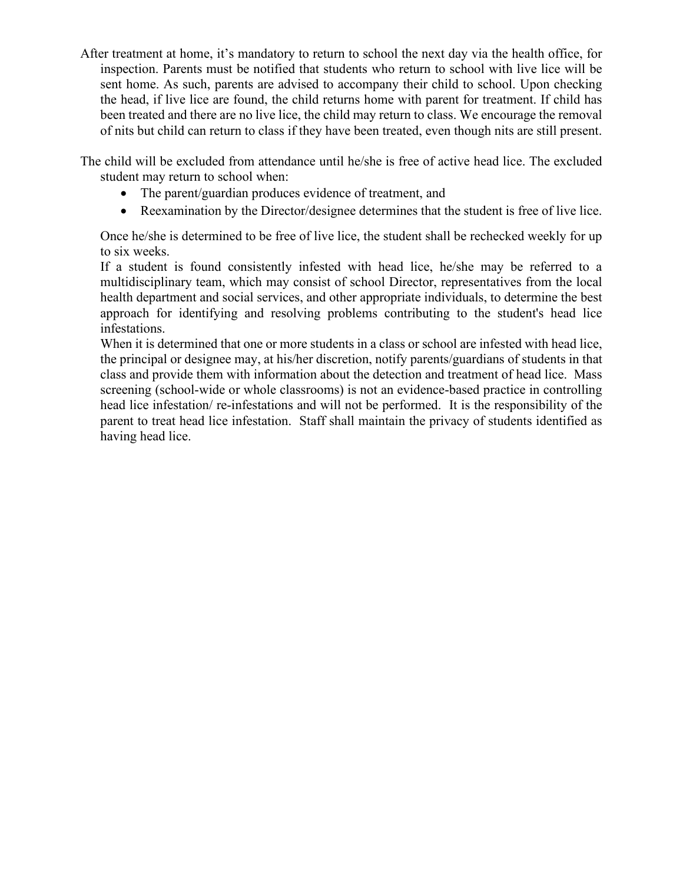After treatment at home, it's mandatory to return to school the next day via the health office, for inspection. Parents must be notified that students who return to school with live lice will be sent home. As such, parents are advised to accompany their child to school. Upon checking the head, if live lice are found, the child returns home with parent for treatment. If child has been treated and there are no live lice, the child may return to class. We encourage the removal of nits but child can return to class if they have been treated, even though nits are still present.

The child will be excluded from attendance until he/she is free of active head lice. The excluded student may return to school when:

- The parent/guardian produces evidence of treatment, and
- Reexamination by the Director/designee determines that the student is free of live lice.

Once he/she is determined to be free of live lice, the student shall be rechecked weekly for up to six weeks.

If a student is found consistently infested with head lice, he/she may be referred to a multidisciplinary team, which may consist of school Director, representatives from the local health department and social services, and other appropriate individuals, to determine the best approach for identifying and resolving problems contributing to the student's head lice infestations.

When it is determined that one or more students in a class or school are infested with head lice, the principal or designee may, at his/her discretion, notify parents/guardians of students in that class and provide them with information about the detection and treatment of head lice. Mass screening (school-wide or whole classrooms) is not an evidence-based practice in controlling head lice infestation/ re-infestations and will not be performed. It is the responsibility of the parent to treat head lice infestation. Staff shall maintain the privacy of students identified as having head lice.